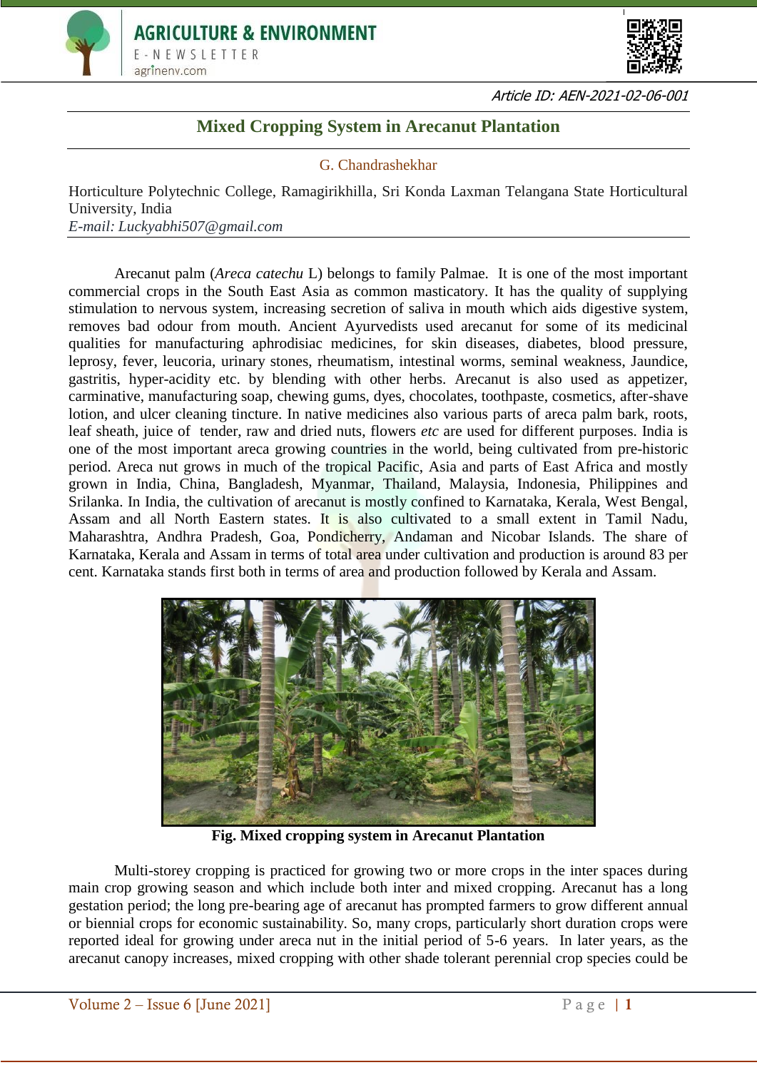Article ID: AEN-2021-02-06-001

# Mixed Cropping System in Arecanut Plantation

G. Chandrashekhar

Horticulture Polytechnic College, Ramagirikhilla, Sri Konda Laxman Telangana State Horticultural University, India
*E-mail: Luckyabhi507@gmail.com*

Arecanut palm (*Areca catechu* L) belongs to family Palmae. It is one of the most important commercial crops in the South East Asia as common masticatory. It has the quality of supplying stimulation to nervous system, increasing secretion of saliva in mouth which aids digestive system, removes bad odour from mouth. Ancient Ayurvedists used arecanut for some of its medicinal qualities for manufacturing aphrodisiac medicines, for skin diseases, diabetes, blood pressure, leprosy, fever, leucoria, urinary stones, rheumatism, intestinal worms, seminal weakness, Jaundice, gastritis, hyper-acidity etc. by blending with other herbs. Arecanut is also used as appetizer, carminative, manufacturing soap, chewing gums, dyes, chocolates, toothpaste, cosmetics, after-shave lotion, and ulcer cleaning tincture. In native medicines also various parts of areca palm bark, roots, leaf sheath, juice of tender, raw and dried nuts, flowers *etc* are used for different purposes. India is one of the most important areca growing countries in the world, being cultivated from pre-historic period. Areca nut grows in much of the tropical Pacific, Asia and parts of East Africa and mostly grown in India, China, Bangladesh, Myanmar, Thailand, Malaysia, Indonesia, Philippines and Srilanka. In India, the cultivation of arecanut is mostly confined to Karnataka, Kerala, West Bengal, Assam and all North Eastern states. It is also cultivated to a small extent in Tamil Nadu, Maharashtra, Andhra Pradesh, Goa, Pondicherry, Andaman and Nicobar Islands. The share of Karnataka, Kerala and Assam in terms of total area under cultivation and production is around 83 per cent. Karnataka stands first both in terms of area and production followed by Kerala and Assam.

**Fig. Mixed cropping system in Arecanut Plantation**

Multi-storey cropping is practiced for growing two or more crops in the inter spaces during main crop growing season and which include both inter and mixed cropping. Arecanut has a long gestation period; the long pre-bearing age of arecanut has prompted farmers to grow different annual or biennial crops for economic sustainability. So, many crops, particularly short duration crops were reported ideal for growing under areca nut in the initial period of 5-6 years. In later years, as the arecanut canopy increases, mixed cropping with other shade tolerant perennial crop species could be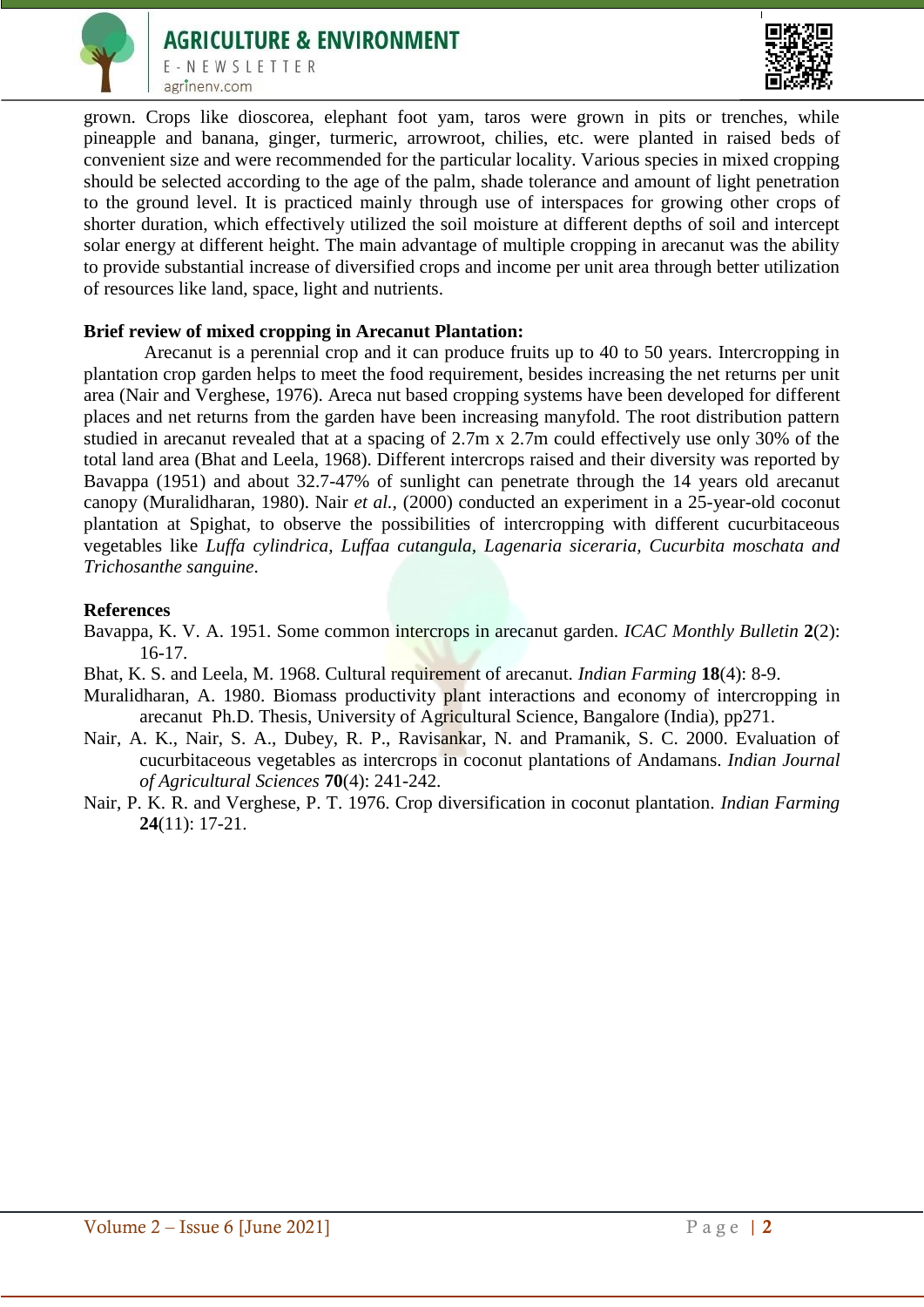grown. Crops like dioscorea, elephant foot yam, taros were grown in pits or trenches, while pineapple and banana, ginger, turmeric, arrowroot, chilies, etc. were planted in raised beds of convenient size and were recommended for the particular locality. Various species in mixed cropping should be selected according to the age of the palm, shade tolerance and amount of light penetration to the ground level. It is practiced mainly through use of interspaces for growing other crops of shorter duration, which effectively utilized the soil moisture at different depths of soil and intercept solar energy at different height. The main advantage of multiple cropping in arecanut was the ability to provide substantial increase of diversified crops and income per unit area through better utilization of resources like land, space, light and nutrients.

**Brief review of mixed cropping in Arecanut Plantation:**

Arecanut is a perennial crop and it can produce fruits up to 40 to 50 years. Intercropping in plantation crop garden helps to meet the food requirement, besides increasing the net returns per unit area (Nair and Verghese, 1976). Areca nut based cropping systems have been developed for different places and net returns from the garden have been increasing manyfold. The root distribution pattern studied in arecanut revealed that at a spacing of 2.7m x 2.7m could effectively use only 30% of the total land area (Bhat and Leela, 1968). Different intercrops raised and their diversity was reported by Bavappa (1951) and about 32.7-47% of sunlight can penetrate through the 14 years old arecanut canopy (Muralidharan, 1980). Nair *et al.,* (2000) conducted an experiment in a 25-year-old coconut plantation at Spighat, to observe the possibilities of intercropping with different cucurbitaceous vegetables like *Luffa cylindrica, Luffaa cutangula, Lagenaria siceraria, Cucurbita moschata and Trichosanthe sanguine*.

**References**

Bavappa, K. V. A. 1951. Some common intercrops in arecanut garden. *ICAC Monthly Bulletin* **2**(2): 16-17.

Bhat, K. S. and Leela, M. 1968. Cultural requirement of arecanut. *Indian Farming* **18**(4): 8-9.

Muralidharan, A. 1980. Biomass productivity plant interactions and economy of intercropping in arecanut Ph.D. Thesis, University of Agricultural Science, Bangalore (India), pp271.

Nair, A. K., Nair, S. A., Dubey, R. P., Ravisankar, N. and Pramanik, S. C. 2000. Evaluation of cucurbitaceous vegetables as intercrops in coconut plantations of Andamans. *Indian Journal of Agricultural Sciences* **70**(4): 241-242.

Nair, P. K. R. and Verghese, P. T. 1976. Crop diversification in coconut plantation. *Indian Farming* **24**(11): 17-21.